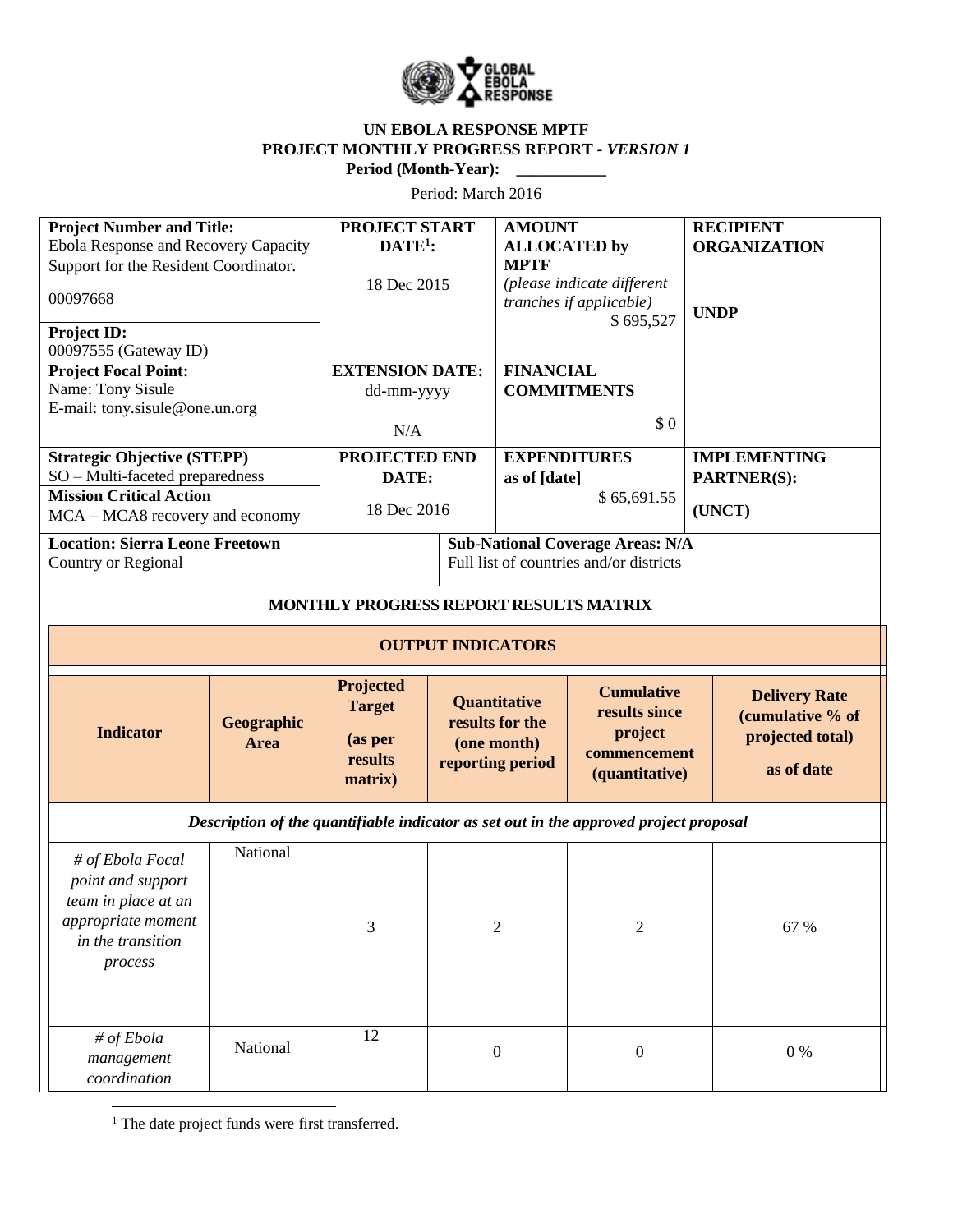**UN EBOLA RESPONSE MPTF**
**PROJECT MONTHLY PROGRESS REPORT - *VERSION 1***
**Period (Month-Year): \_\_\_\_\_\_\_\_\_\_\_**

Period: March 2016

| **Project Number and Title:** Ebola Response and Recovery Capacity Support for the Resident Coordinator. 00097668 **Project ID:** 00097555 (Gateway ID) | **PROJECT START DATE[1]:** 18 Dec 2015 | **AMOUNT ALLOCATED by MPTF** *(please indicate different tranches if applicable)* $ 695,527 | **RECIPIENT ORGANIZATION** **UNDP** |
|---|---|---|---|
| **Project Focal Point:** Name: Tony Sisule E-mail: tony.sisule@one.un.org | **EXTENSION DATE:** dd-mm-yyyy N/A | **FINANCIAL COMMITMENTS** $ 0 | |
| **Strategic Objective (STEPP)** SO – Multi-faceted preparedness **Mission Critical Action** MCA – MCA8 recovery and economy | **PROJECTED END DATE:** 18 Dec 2016 | **EXPENDITURES as of [date]** $ 65,691.55 | **IMPLEMENTING PARTNER(S):** **(UNCT)** |
| **Location: Sierra Leone Freetown** Country or Regional | | **Sub-National Coverage Areas: N/A** Full list of countries and/or districts | |

**MONTHLY PROGRESS REPORT RESULTS MATRIX**

| **OUTPUT INDICATORS** | | | | | |
|---|---|---|---|---|---|
| **Indicator** | **Geographic Area** | **Projected Target (as per results matrix)** | **Quantitative results for the (one month) reporting period** | **Cumulative results since project commencement (quantitative)** | **Delivery Rate (cumulative % of projected total) as of date** |
| ***Description of the quantifiable indicator as set out in the approved project proposal*** | | | | | |
| *# of Ebola Focal point and support team in place at an appropriate moment in the transition process* | National | 3 | 2 | 2 | 67 % |
| *# of Ebola management coordination* | National | 12 | 0 | 0 | 0 % |

[1] The date project funds were first transferred.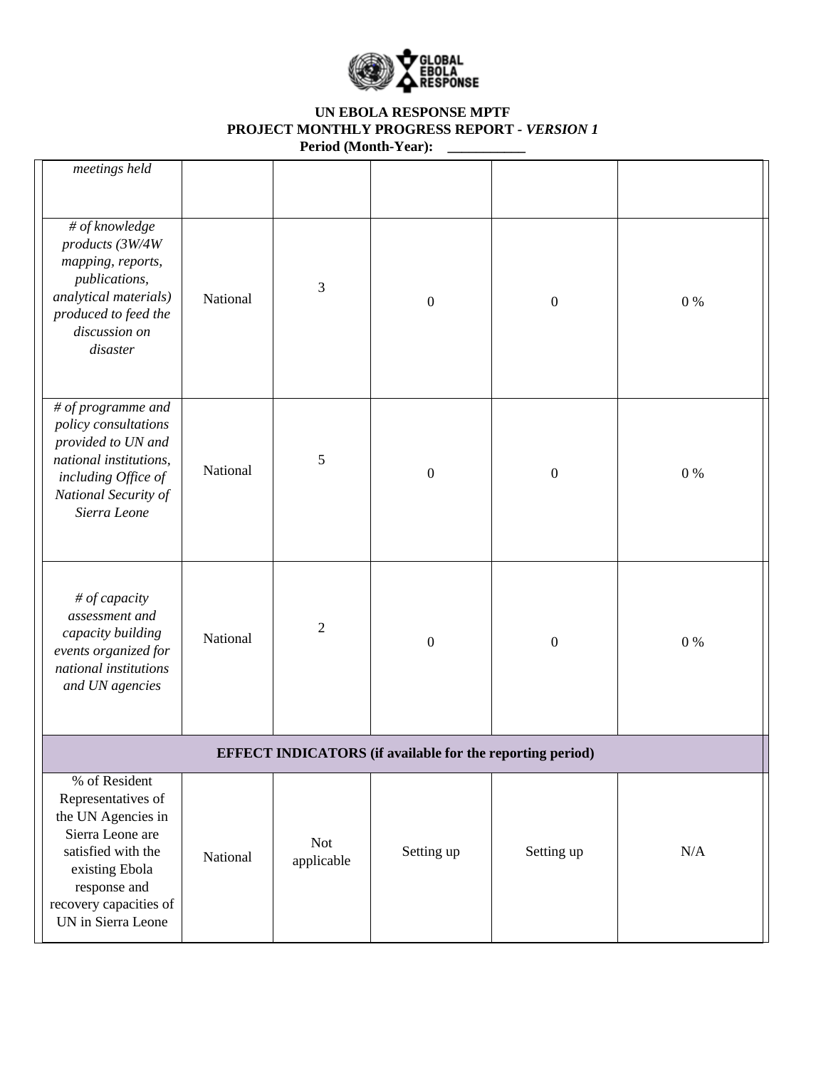**UN EBOLA RESPONSE MPTF**
**PROJECT MONTHLY PROGRESS REPORT - *VERSION 1***
**Period (Month-Year): ___________**

| | | | | | |
|---|---|---|---|---|---|
| *meetings held* | | | | | |
| *# of knowledge products (3W/4W mapping, reports, publications, analytical materials) produced to feed the discussion on disaster* | National | 3 | 0 | 0 | 0 % |
| *# of programme and policy consultations provided to UN and national institutions, including Office of National Security of Sierra Leone* | National | 5 | 0 | 0 | 0 % |
| *# of capacity assessment and capacity building events organized for national institutions and UN agencies* | National | 2 | 0 | 0 | 0 % |
| **EFFECT INDICATORS (if available for the reporting period)** | | | | | |
| % of Resident Representatives of the UN Agencies in Sierra Leone are satisfied with the existing Ebola response and recovery capacities of UN in Sierra Leone | National | Not applicable | Setting up | Setting up | N/A |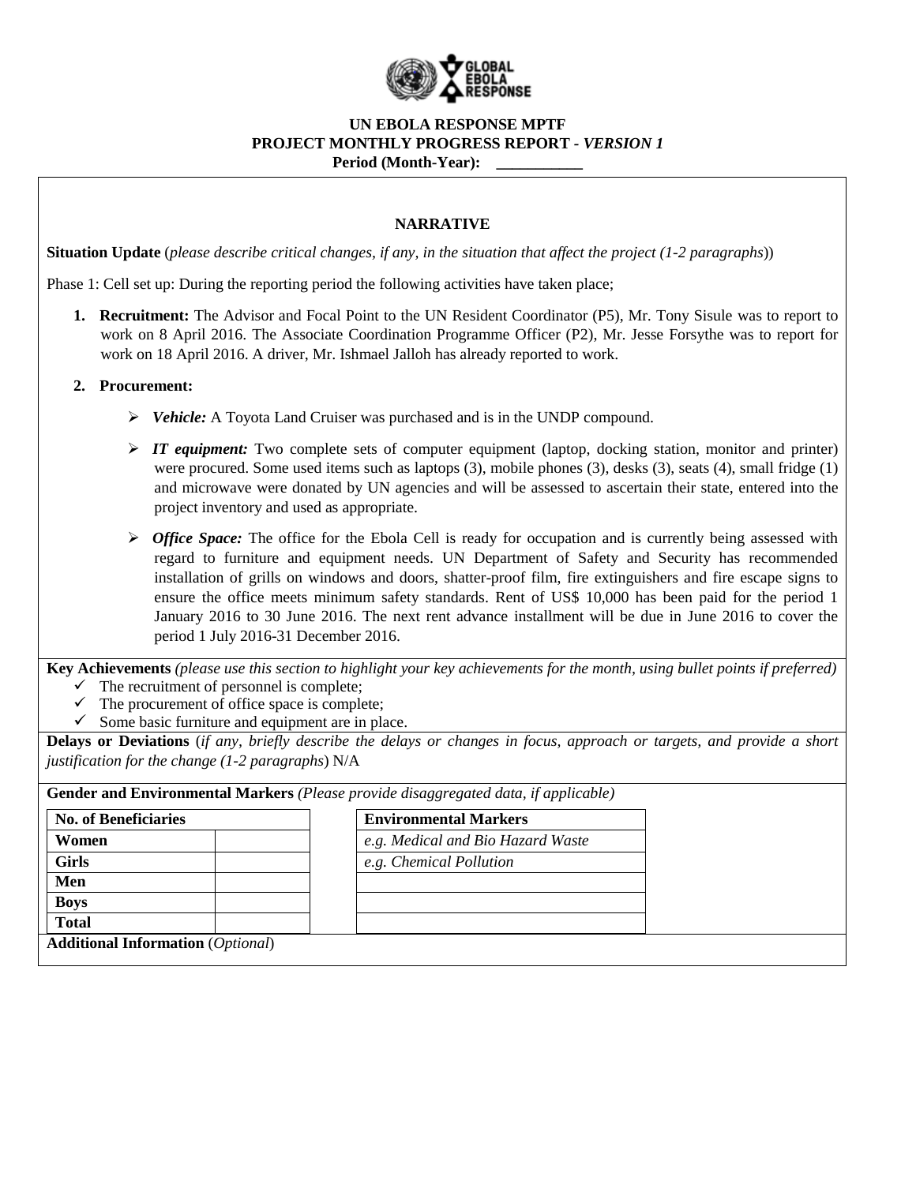**UN EBOLA RESPONSE MPTF**
**PROJECT MONTHLY PROGRESS REPORT -** ***VERSION 1***
**Period (Month-Year): \_\_\_\_\_\_\_\_\_\_\_**

## NARRATIVE

**Situation Update** (*please describe critical changes, if any, in the situation that affect the project (1-2 paragraphs*))

Phase 1: Cell set up: During the reporting period the following activities have taken place;

1. **Recruitment:** The Advisor and Focal Point to the UN Resident Coordinator (P5), Mr. Tony Sisule was to report to work on 8 April 2016. The Associate Coordination Programme Officer (P2), Mr. Jesse Forsythe was to report for work on 18 April 2016. A driver, Mr. Ishmael Jalloh has already reported to work.

2. **Procurement:**

   - ***Vehicle:*** A Toyota Land Cruiser was purchased and is in the UNDP compound.
   - ***IT equipment:*** Two complete sets of computer equipment (laptop, docking station, monitor and printer) were procured. Some used items such as laptops (3), mobile phones (3), desks (3), seats (4), small fridge (1) and microwave were donated by UN agencies and will be assessed to ascertain their state, entered into the project inventory and used as appropriate.
   - ***Office Space:*** The office for the Ebola Cell is ready for occupation and is currently being assessed with regard to furniture and equipment needs. UN Department of Safety and Security has recommended installation of grills on windows and doors, shatter-proof film, fire extinguishers and fire escape signs to ensure the office meets minimum safety standards. Rent of US$ 10,000 has been paid for the period 1 January 2016 to 30 June 2016. The next rent advance installment will be due in June 2016 to cover the period 1 July 2016-31 December 2016.

**Key Achievements** *(please use this section to highlight your key achievements for the month, using bullet points if preferred)*

- ✓ The recruitment of personnel is complete;
- ✓ The procurement of office space is complete;
- ✓ Some basic furniture and equipment are in place.

**Delays or Deviations** (*if any, briefly describe the delays or changes in focus, approach or targets, and provide a short justification for the change (1-2 paragraphs*) N/A

**Gender and Environmental Markers** *(Please provide disaggregated data, if applicable)*

| No. of Beneficiaries | |
|---|---|
| Women | |
| Girls | |
| Men | |
| Boys | |
| Total | |

| Environmental Markers |
|---|
| *e.g. Medical and Bio Hazard Waste* |
| *e.g. Chemical Pollution* |
| |
| |
| |

**Additional Information** (*Optional*)